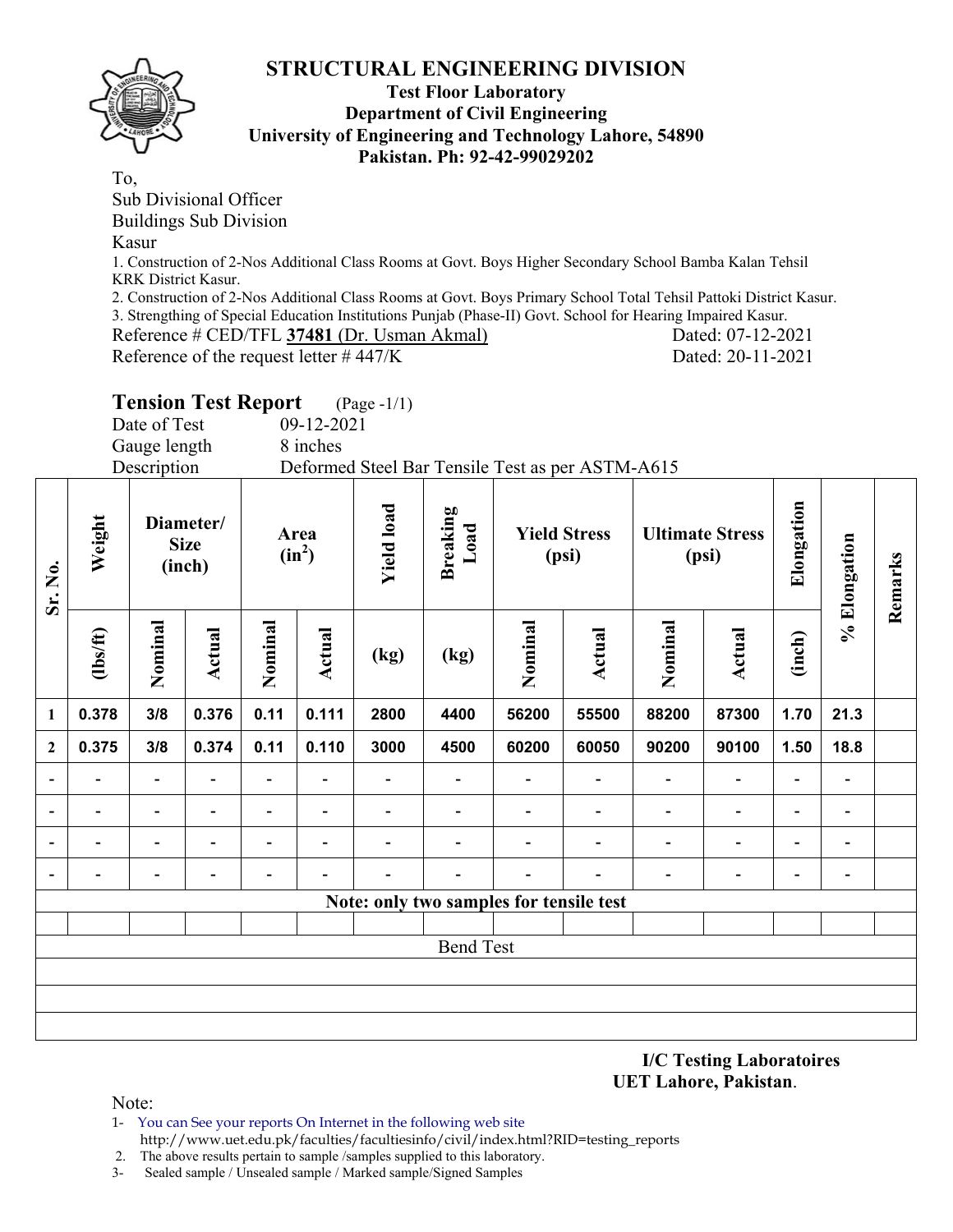# STRUCTURAL ENGINEERING DIVISION

**Test Floor Laboratory**
**Department of Civil Engineering**
**University of Engineering and Technology Lahore, 54890**
**Pakistan. Ph: 92-42-99029202**

To,
Sub Divisional Officer
Buildings Sub Division
Kasur

1. Construction of 2-Nos Additional Class Rooms at Govt. Boys Higher Secondary School Bamba Kalan Tehsil KRK District Kasur.
2. Construction of 2-Nos Additional Class Rooms at Govt. Boys Primary School Total Tehsil Pattoki District Kasur.
3. Strengthing of Special Education Institutions Punjab (Phase-II) Govt. School for Hearing Impaired Kasur.

Reference # CED/TFL **37481** (Dr. Usman Akmal) Dated: 07-12-2021
Reference of the request letter # 447/K Dated: 20-11-2021

## Tension Test Report (Page -1/1)

Date of Test 09-12-2021
Gauge length 8 inches
Description Deformed Steel Bar Tensile Test as per ASTM-A615

| Sr. No. | Weight | Diameter/ Size (inch) | | Area ($in^2$) | | Yield load | Breaking Load | Yield Stress (psi) | | Ultimate Stress (psi) | | Elongation | % Elongation | Remarks |
|---|---|---|---|---|---|---|---|---|---|---|---|---|---|---|
| | (lbs/ft) | Nominal | Actual | Nominal | Actual | (kg) | (kg) | Nominal | Actual | Nominal | Actual | (inch) | | |
| 1 | 0.378 | 3/8 | 0.376 | 0.11 | 0.111 | 2800 | 4400 | 56200 | 55500 | 88200 | 87300 | 1.70 | 21.3 | |
| 2 | 0.375 | 3/8 | 0.374 | 0.11 | 0.110 | 3000 | 4500 | 60200 | 60050 | 90200 | 90100 | 1.50 | 18.8 | |
| - | - | - | - | - | - | - | - | - | - | - | - | - | - | |
| - | - | - | - | - | - | - | - | - | - | - | - | - | - | |
| - | - | - | - | - | - | - | - | - | - | - | - | - | - | |
| - | - | - | - | - | - | - | - | - | - | - | - | - | - | |
| Note: only two samples for tensile test | | | | | | | | | | | | | | |
| | | | | | | | | | | | | | | |
| Bend Test | | | | | | | | | | | | | | |
| | | | | | | | | | | | | | | |
| | | | | | | | | | | | | | | |
| | | | | | | | | | | | | | | |

**I/C Testing Laboratoires**
**UET Lahore, Pakistan.**

Note:

1- You can See your reports On Internet in the following web site
http://www.uet.edu.pk/faculties/facultiesinfo/civil/index.html?RID=testing_reports
2. The above results pertain to sample /samples supplied to this laboratory.
3- Sealed sample / Unsealed sample / Marked sample/Signed Samples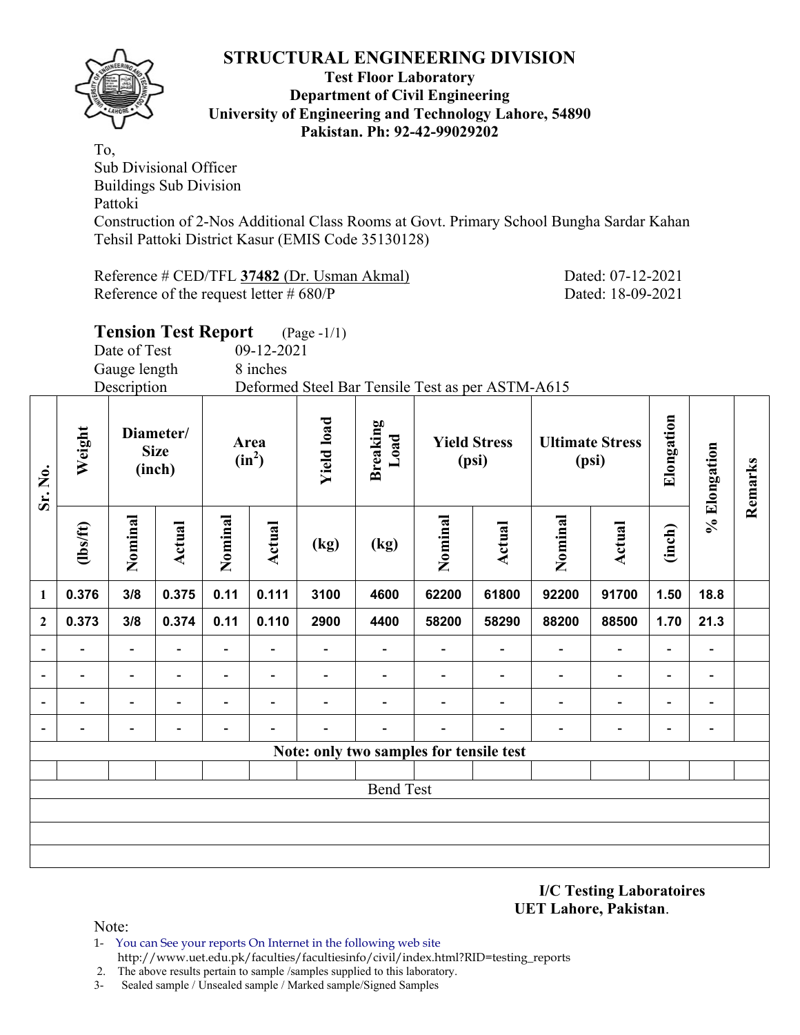# STRUCTURAL ENGINEERING DIVISION

**Test Floor Laboratory**
**Department of Civil Engineering**
**University of Engineering and Technology Lahore, 54890**
**Pakistan. Ph: 92-42-99029202**

To,
Sub Divisional Officer
Buildings Sub Division
Pattoki
Construction of 2-Nos Additional Class Rooms at Govt. Primary School Bungha Sardar Kahan Tehsil Pattoki District Kasur (EMIS Code 35130128)

Reference # CED/TFL **37482** (Dr. Usman Akmal) Dated: 07-12-2021
Reference of the request letter # 680/P Dated: 18-09-2021

## Tension Test Report (Page -1/1)

Date of Test 09-12-2021
Gauge length 8 inches
Description Deformed Steel Bar Tensile Test as per ASTM-A615

| Sr. No. | Weight | Diameter/ Size (inch) | | Area ($in^2$) | | Yield load | Breaking Load | Yield Stress (psi) | | Ultimate Stress (psi) | | Elongation | % Elongation | Remarks |
|---|---|---|---|---|---|---|---|---|---|---|---|---|---|---|
| | (lbs/ft) | Nominal | Actual | Nominal | Actual | (kg) | (kg) | Nominal | Actual | Nominal | Actual | (inch) | | |
| 1 | 0.376 | 3/8 | 0.375 | 0.11 | 0.111 | 3100 | 4600 | 62200 | 61800 | 92200 | 91700 | 1.50 | 18.8 | |
| 2 | 0.373 | 3/8 | 0.374 | 0.11 | 0.110 | 2900 | 4400 | 58200 | 58290 | 88200 | 88500 | 1.70 | 21.3 | |
| - | - | - | - | - | - | - | - | - | - | - | - | - | - | |
| - | - | - | - | - | - | - | - | - | - | - | - | - | - | |
| - | - | - | - | - | - | - | - | - | - | - | - | - | - | |
| - | - | - | - | - | - | - | - | - | - | - | - | - | - | |
| Note: only two samples for tensile test | | | | | | | | | | | | | | |
| | | | | | | | | | | | | | | |
| Bend Test | | | | | | | | | | | | | | |

**I/C Testing Laboratoires**
**UET Lahore, Pakistan**.

Note:
1- You can See your reports On Internet in the following web site
http://www.uet.edu.pk/faculties/facultiesinfo/civil/index.html?RID=testing_reports
2. The above results pertain to sample /samples supplied to this laboratory.
3- Sealed sample / Unsealed sample / Marked sample/Signed Samples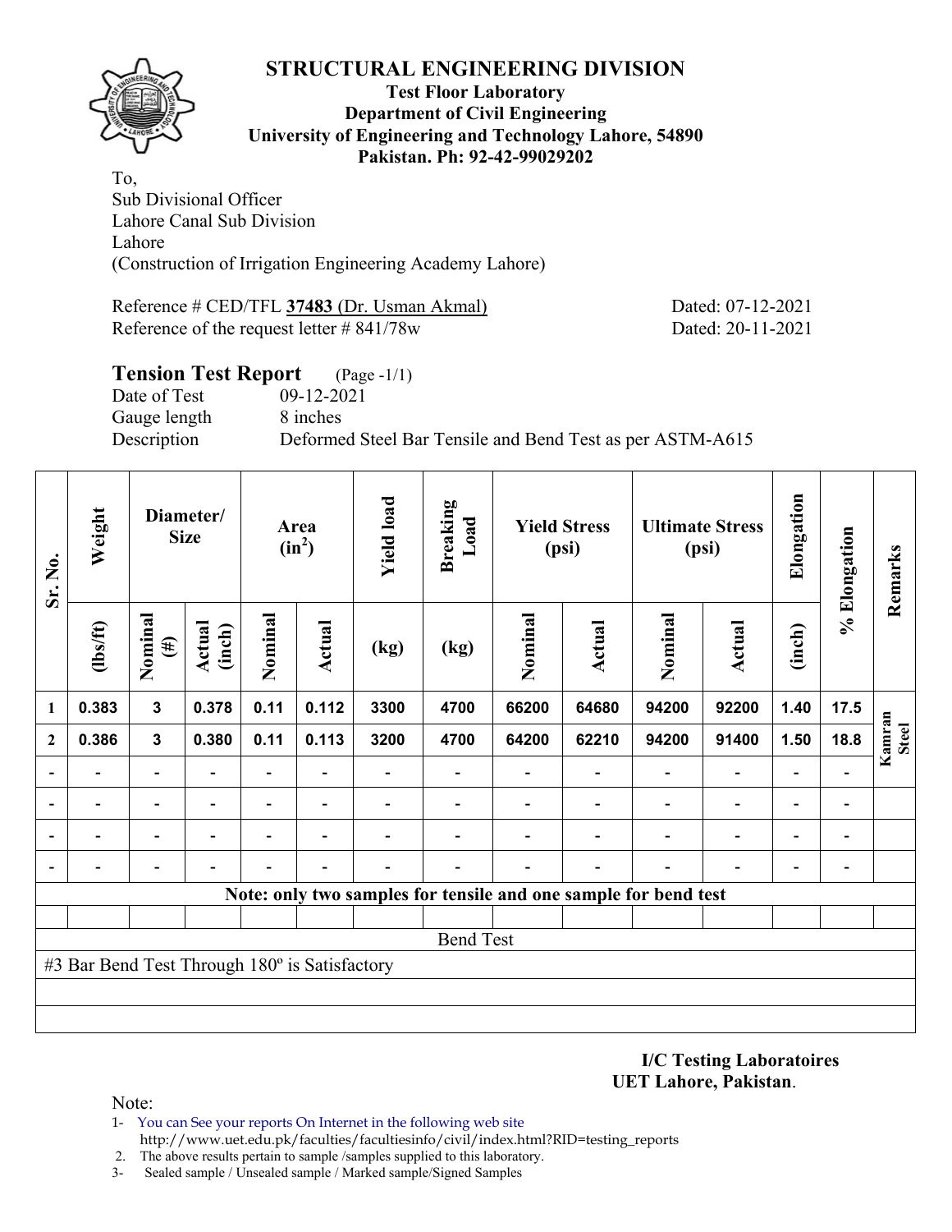# STRUCTURAL ENGINEERING DIVISION

**Test Floor Laboratory**
**Department of Civil Engineering**
**University of Engineering and Technology Lahore, 54890**
**Pakistan. Ph: 92-42-99029202**

To,
Sub Divisional Officer
Lahore Canal Sub Division
Lahore
(Construction of Irrigation Engineering Academy Lahore)

Reference # CED/TFL **37483** (Dr. Usman Akmal) Dated: 07-12-2021
Reference of the request letter # 841/78w Dated: 20-11-2021

## Tension Test Report (Page -1/1)

Date of Test 09-12-2021
Gauge length 8 inches
Description Deformed Steel Bar Tensile and Bend Test as per ASTM-A615

| Sr. No. | Weight | Diameter/ Size | | Area ($in^2$) | | Yield load | Breaking Load | Yield Stress (psi) | | Ultimate Stress (psi) | | Elongation | % Elongation | Remarks |
|---|---|---|---|---|---|---|---|---|---|---|---|---|---|---|
| | (lbs/ft) | Nominal (#) | Actual (inch) | Nominal | Actual | (kg) | (kg) | Nominal | Actual | Nominal | Actual | (inch) | | |
| 1 | 0.383 | 3 | 0.378 | 0.11 | 0.112 | 3300 | 4700 | 66200 | 64680 | 94200 | 92200 | 1.40 | 17.5 | Kamran Steel |
| 2 | 0.386 | 3 | 0.380 | 0.11 | 0.113 | 3200 | 4700 | 64200 | 62210 | 94200 | 91400 | 1.50 | 18.8 | |
| - | - | - | - | - | - | - | - | - | - | - | - | - | - | |
| - | - | - | - | - | - | - | - | - | - | - | - | - | - | |
| - | - | - | - | - | - | - | - | - | - | - | - | - | - | |
| - | - | - | - | - | - | - | - | - | - | - | - | - | - | |
| **Note: only two samples for tensile and one sample for bend test** | | | | | | | | | | | | | | |
| Bend Test | | | | | | | | | | | | | | |
| #3 Bar Bend Test Through 180º is Satisfactory | | | | | | | | | | | | | | |

**I/C Testing Laboratoires**
**UET Lahore, Pakistan**.

Note:

1- You can See your reports On Internet in the following web site
http://www.uet.edu.pk/faculties/facultiesinfo/civil/index.html?RID=testing_reports
2. The above results pertain to sample /samples supplied to this laboratory.
3- Sealed sample / Unsealed sample / Marked sample/Signed Samples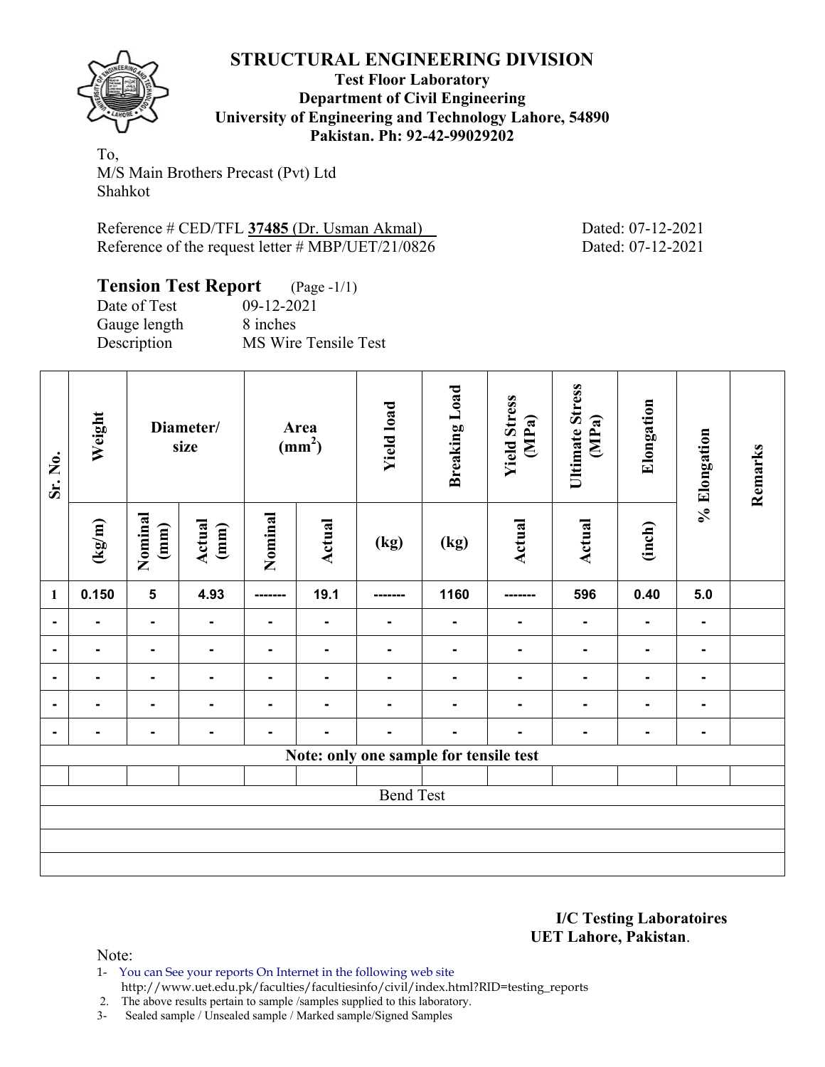# STRUCTURAL ENGINEERING DIVISION

**Test Floor Laboratory**
**Department of Civil Engineering**
**University of Engineering and Technology Lahore, 54890**
**Pakistan. Ph: 92-42-99029202**

To,
M/S Main Brothers Precast (Pvt) Ltd
Shahkot

Reference # CED/TFL **37485** (Dr. Usman Akmal) Dated: 07-12-2021
Reference of the request letter # MBP/UET/21/0826 Dated: 07-12-2021

## Tension Test Report (Page -1/1)

Date of Test 09-12-2021
Gauge length 8 inches
Description MS Wire Tensile Test

| Sr. No. | Weight | Diameter/ size | | Area ($mm^2$) | | Yield load | Breaking Load | Yield Stress (MPa) | Ultimate Stress (MPa) | Elongation | % Elongation | Remarks |
|---|---|---|---|---|---|---|---|---|---|---|---|---|
| | (kg/m) | Nominal (mm) | Actual (mm) | Nominal | Actual | (kg) | (kg) | Actual | Actual | (inch) | | |
| 1 | 0.150 | 5 | 4.93 | ------- | 19.1 | ------- | 1160 | ------- | 596 | 0.40 | 5.0 | |
| - | - | - | - | - | - | - | - | - | - | - | - | |
| - | - | - | - | - | - | - | - | - | - | - | - | |
| - | - | - | - | - | - | - | - | - | - | - | - | |
| - | - | - | - | - | - | - | - | - | - | - | - | |
| - | - | - | - | - | - | - | - | - | - | - | - | |
| Note: only one sample for tensile test | | | | | | | | | | | | |
| | | | | | | | | | | | | |
| Bend Test | | | | | | | | | | | | |
| | | | | | | | | | | | | |
| | | | | | | | | | | | | |
| | | | | | | | | | | | | |

**I/C Testing Laboratoires**
**UET Lahore, Pakistan**.

Note:
1- You can See your reports On Internet in the following web site
http://www.uet.edu.pk/faculties/facultiesinfo/civil/index.html?RID=testing_reports
2. The above results pertain to sample /samples supplied to this laboratory.
3- Sealed sample / Unsealed sample / Marked sample/Signed Samples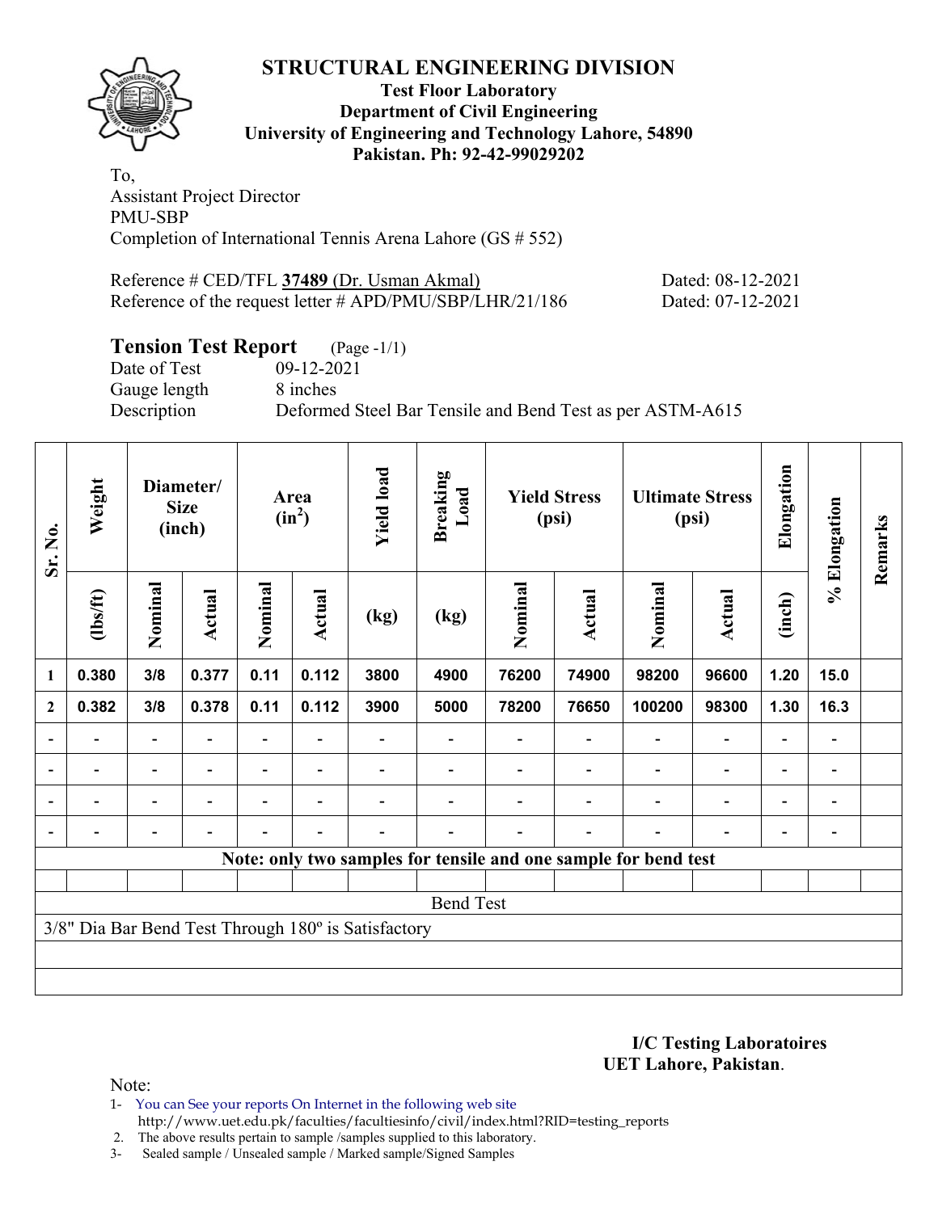# STRUCTURAL ENGINEERING DIVISION

**Test Floor Laboratory**
**Department of Civil Engineering**
**University of Engineering and Technology Lahore, 54890**
**Pakistan. Ph: 92-42-99029202**

To,
Assistant Project Director
PMU-SBP
Completion of International Tennis Arena Lahore (GS # 552)

Reference # CED/TFL **37489** (Dr. Usman Akmal) Dated: 08-12-2021
Reference of the request letter # APD/PMU/SBP/LHR/21/186 Dated: 07-12-2021

## Tension Test Report (Page -1/1)

Date of Test 09-12-2021
Gauge length 8 inches
Description Deformed Steel Bar Tensile and Bend Test as per ASTM-A615

| Sr. No. | Weight | Diameter/ Size (inch) | | Area ($in^2$) | | Yield load | Breaking Load | Yield Stress (psi) | | Ultimate Stress (psi) | | Elongation | % Elongation | Remarks |
|---|---|---|---|---|---|---|---|---|---|---|---|---|---|---|
| | (lbs/ft) | Nominal | Actual | Nominal | Actual | (kg) | (kg) | Nominal | Actual | Nominal | Actual | (inch) | | |
| 1 | 0.380 | 3/8 | 0.377 | 0.11 | 0.112 | 3800 | 4900 | 76200 | 74900 | 98200 | 96600 | 1.20 | 15.0 | |
| 2 | 0.382 | 3/8 | 0.378 | 0.11 | 0.112 | 3900 | 5000 | 78200 | 76650 | 100200 | 98300 | 1.30 | 16.3 | |
| - | - | - | - | - | - | - | - | - | - | - | - | - | - | |
| - | - | - | - | - | - | - | - | - | - | - | - | - | - | |
| - | - | - | - | - | - | - | - | - | - | - | - | - | - | |
| - | - | - | - | - | - | - | - | - | - | - | - | - | - | |

**Note: only two samples for tensile and one sample for bend test**

Bend Test

3/8" Dia Bar Bend Test Through 180º is Satisfactory

**I/C Testing Laboratoires**
**UET Lahore, Pakistan**.

Note:
1- You can See your reports On Internet in the following web site
http://www.uet.edu.pk/faculties/facultiesinfo/civil/index.html?RID=testing_reports
2. The above results pertain to sample /samples supplied to this laboratory.
3- Sealed sample / Unsealed sample / Marked sample/Signed Samples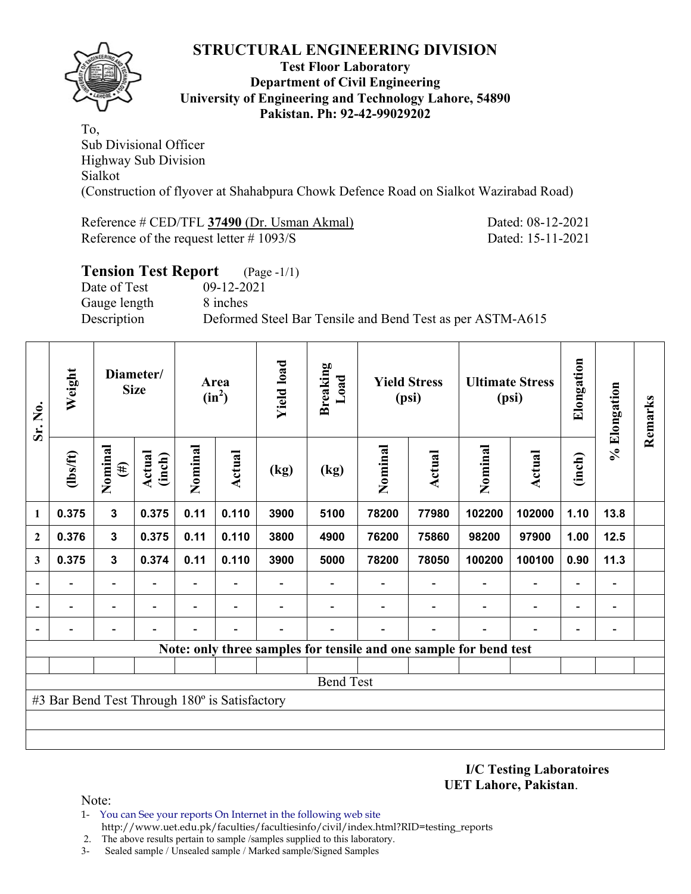# STRUCTURAL ENGINEERING DIVISION

**Test Floor Laboratory**
**Department of Civil Engineering**
**University of Engineering and Technology Lahore, 54890**
**Pakistan. Ph: 92-42-99029202**

To,
Sub Divisional Officer
Highway Sub Division
Sialkot
(Construction of flyover at Shahabpura Chowk Defence Road on Sialkot Wazirabad Road)

Reference # CED/TFL **37490** (Dr. Usman Akmal) Dated: 08-12-2021
Reference of the request letter # 1093/S Dated: 15-11-2021

## Tension Test Report (Page -1/1)

Date of Test 09-12-2021
Gauge length 8 inches
Description Deformed Steel Bar Tensile and Bend Test as per ASTM-A615

| Sr. No. | Weight | Diameter/ Size | | Area ($in^2$) | | Yield load | Breaking Load | Yield Stress (psi) | | Ultimate Stress (psi) | | Elongation | % Elongation | Remarks |
|---|---|---|---|---|---|---|---|---|---|---|---|---|---|---|
| | (lbs/ft) | Nominal (#) | Actual (inch) | Nominal | Actual | (kg) | (kg) | Nominal | Actual | Nominal | Actual | (inch) | | |
| 1 | 0.375 | 3 | 0.375 | 0.11 | 0.110 | 3900 | 5100 | 78200 | 77980 | 102200 | 102000 | 1.10 | 13.8 | |
| 2 | 0.376 | 3 | 0.375 | 0.11 | 0.110 | 3800 | 4900 | 76200 | 75860 | 98200 | 97900 | 1.00 | 12.5 | |
| 3 | 0.375 | 3 | 0.374 | 0.11 | 0.110 | 3900 | 5000 | 78200 | 78050 | 100200 | 100100 | 0.90 | 11.3 | |
| - | - | - | - | - | - | - | - | - | - | - | - | - | - | |
| - | - | - | - | - | - | - | - | - | - | - | - | - | - | |
| - | - | - | - | - | - | - | - | - | - | - | - | - | - | |

**Note: only three samples for tensile and one sample for bend test**

Bend Test

#3 Bar Bend Test Through 180º is Satisfactory

**I/C Testing Laboratoires**
**UET Lahore, Pakistan**.

Note:
1- You can See your reports On Internet in the following web site
http://www.uet.edu.pk/faculties/facultiesinfo/civil/index.html?RID=testing_reports
2. The above results pertain to sample /samples supplied to this laboratory.
3- Sealed sample / Unsealed sample / Marked sample/Signed Samples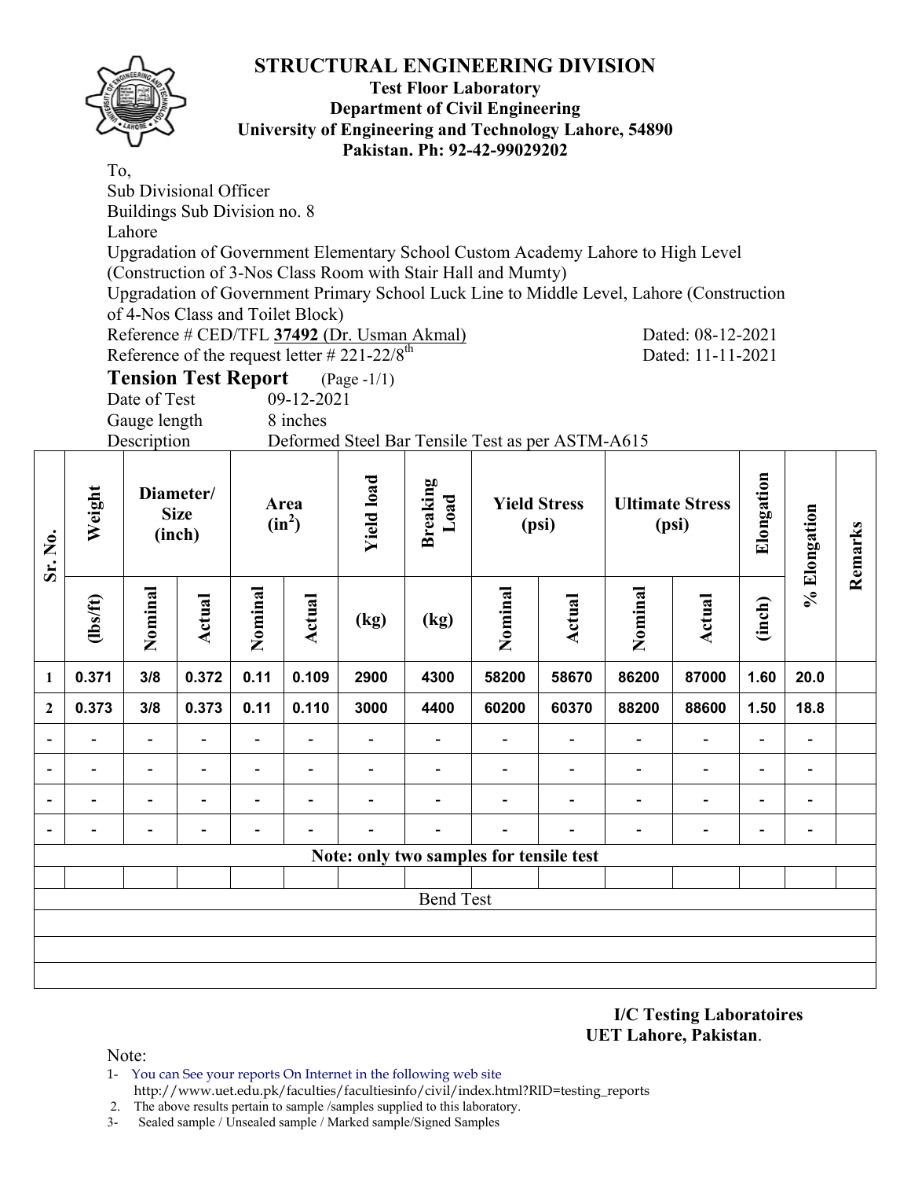# STRUCTURAL ENGINEERING DIVISION

**Test Floor Laboratory**
**Department of Civil Engineering**
**University of Engineering and Technology Lahore, 54890**
**Pakistan. Ph: 92-42-99029202**

To,
Sub Divisional Officer
Buildings Sub Division no. 8
Lahore
Upgradation of Government Elementary School Custom Academy Lahore to High Level (Construction of 3-Nos Class Room with Stair Hall and Mumty)
Upgradation of Government Primary School Luck Line to Middle Level, Lahore (Construction of 4-Nos Class and Toilet Block)
Reference # CED/TFL **37492** (Dr. Usman Akmal) Dated: 08-12-2021
Reference of the request letter # 221-22/8th Dated: 11-11-2021

## Tension Test Report (Page -1/1)

Date of Test 09-12-2021
Gauge length 8 inches
Description Deformed Steel Bar Tensile Test as per ASTM-A615

| Sr. No. | Weight | Diameter/ Size (inch) | | Area ($in^2$) | | Yield load | Breaking Load | Yield Stress (psi) | | Ultimate Stress (psi) | | Elongation | % Elongation | Remarks |
|---|---|---|---|---|---|---|---|---|---|---|---|---|---|---|
| | (lbs/ft) | Nominal | Actual | Nominal | Actual | (kg) | (kg) | Nominal | Actual | Nominal | Actual | (inch) | | |
| 1 | 0.371 | 3/8 | 0.372 | 0.11 | 0.109 | 2900 | 4300 | 58200 | 58670 | 86200 | 87000 | 1.60 | 20.0 | |
| 2 | 0.373 | 3/8 | 0.373 | 0.11 | 0.110 | 3000 | 4400 | 60200 | 60370 | 88200 | 88600 | 1.50 | 18.8 | |
| - | - | - | - | - | - | - | - | - | - | - | - | - | - | |
| - | - | - | - | - | - | - | - | - | - | - | - | - | - | |
| - | - | - | - | - | - | - | - | - | - | - | - | - | - | |
| - | - | - | - | - | - | - | - | - | - | - | - | - | - | |
| Note: only two samples for tensile test | | | | | | | | | | | | | | |
| Bend Test | | | | | | | | | | | | | | |

**I/C Testing Laboratoires**
**UET Lahore, Pakistan**.

Note:
1- You can See your reports On Internet in the following web site
 http://www.uet.edu.pk/faculties/facultiesinfo/civil/index.html?RID=testing_reports
2. The above results pertain to sample /samples supplied to this laboratory.
3- Sealed sample / Unsealed sample / Marked sample/Signed Samples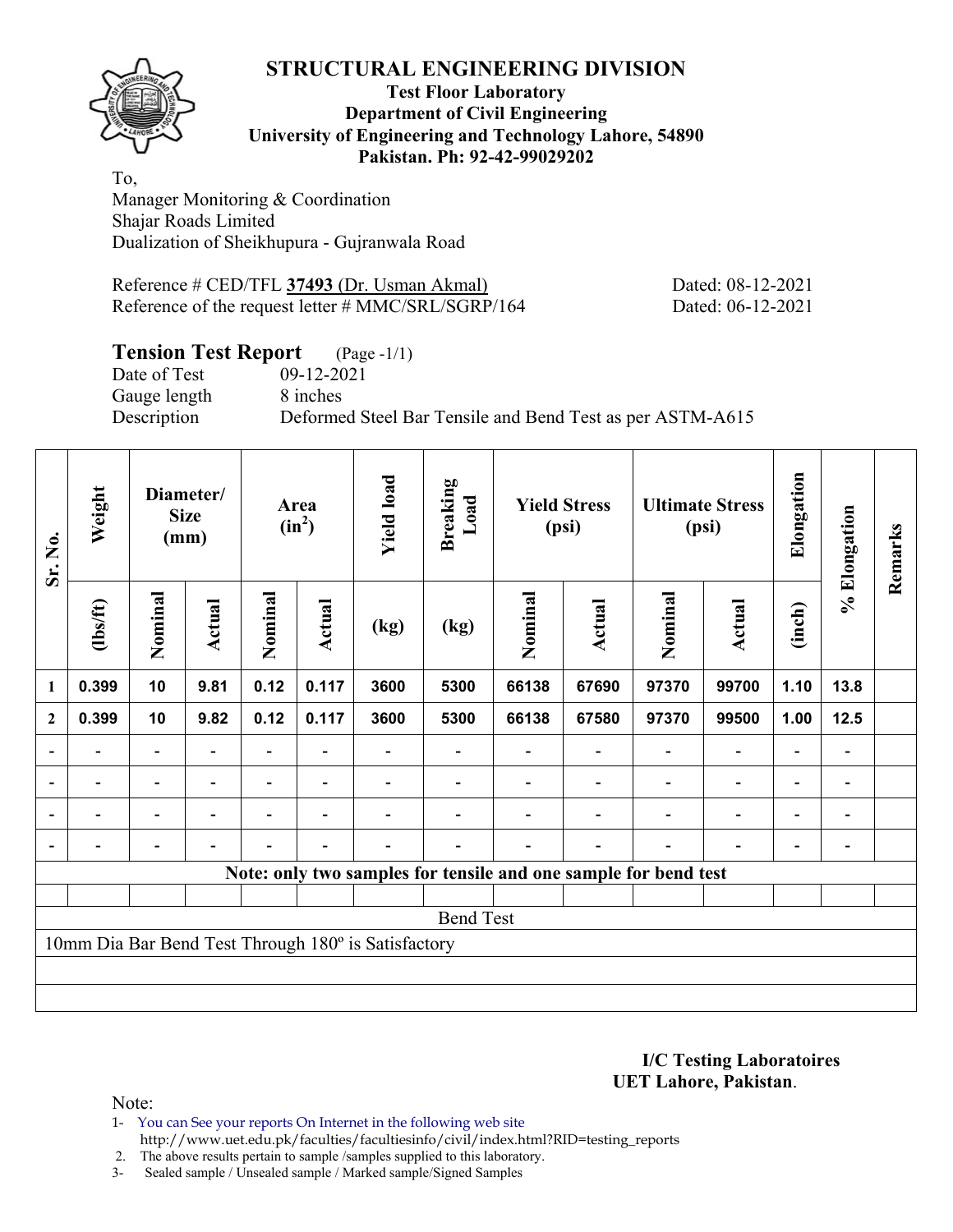# STRUCTURAL ENGINEERING DIVISION

**Test Floor Laboratory**
**Department of Civil Engineering**
**University of Engineering and Technology Lahore, 54890**
**Pakistan. Ph: 92-42-99029202**

To,
Manager Monitoring & Coordination
Shajar Roads Limited
Dualization of Sheikhupura - Gujranwala Road

Reference # CED/TFL **37493** (Dr. Usman Akmal) Dated: 08-12-2021
Reference of the request letter # MMC/SRL/SGRP/164 Dated: 06-12-2021

## Tension Test Report (Page -1/1)

Date of Test 09-12-2021
Gauge length 8 inches
Description Deformed Steel Bar Tensile and Bend Test as per ASTM-A615

| Sr. No. | Weight | Diameter/ Size (mm) | | Area ($in^2$) | | Yield load | Breaking Load | Yield Stress (psi) | | Ultimate Stress (psi) | | Elongation | % Elongation | Remarks |
|---|---|---|---|---|---|---|---|---|---|---|---|---|---|---|
| | (lbs/ft) | Nominal | Actual | Nominal | Actual | (kg) | (kg) | Nominal | Actual | Nominal | Actual | (inch) | | |
| 1 | 0.399 | 10 | 9.81 | 0.12 | 0.117 | 3600 | 5300 | 66138 | 67690 | 97370 | 99700 | 1.10 | 13.8 | |
| 2 | 0.399 | 10 | 9.82 | 0.12 | 0.117 | 3600 | 5300 | 66138 | 67580 | 97370 | 99500 | 1.00 | 12.5 | |
| - | - | - | - | - | - | - | - | - | - | - | - | - | - | |
| - | - | - | - | - | - | - | - | - | - | - | - | - | - | |
| - | - | - | - | - | - | - | - | - | - | - | - | - | - | |
| - | - | - | - | - | - | - | - | - | - | - | - | - | - | |

**Note: only two samples for tensile and one sample for bend test**

Bend Test

10mm Dia Bar Bend Test Through 180º is Satisfactory

**I/C Testing Laboratoires**
**UET Lahore, Pakistan.**

Note:
1- You can See your reports On Internet in the following web site
 http://www.uet.edu.pk/faculties/facultiesinfo/civil/index.html?RID=testing_reports
2. The above results pertain to sample /samples supplied to this laboratory.
3- Sealed sample / Unsealed sample / Marked sample/Signed Samples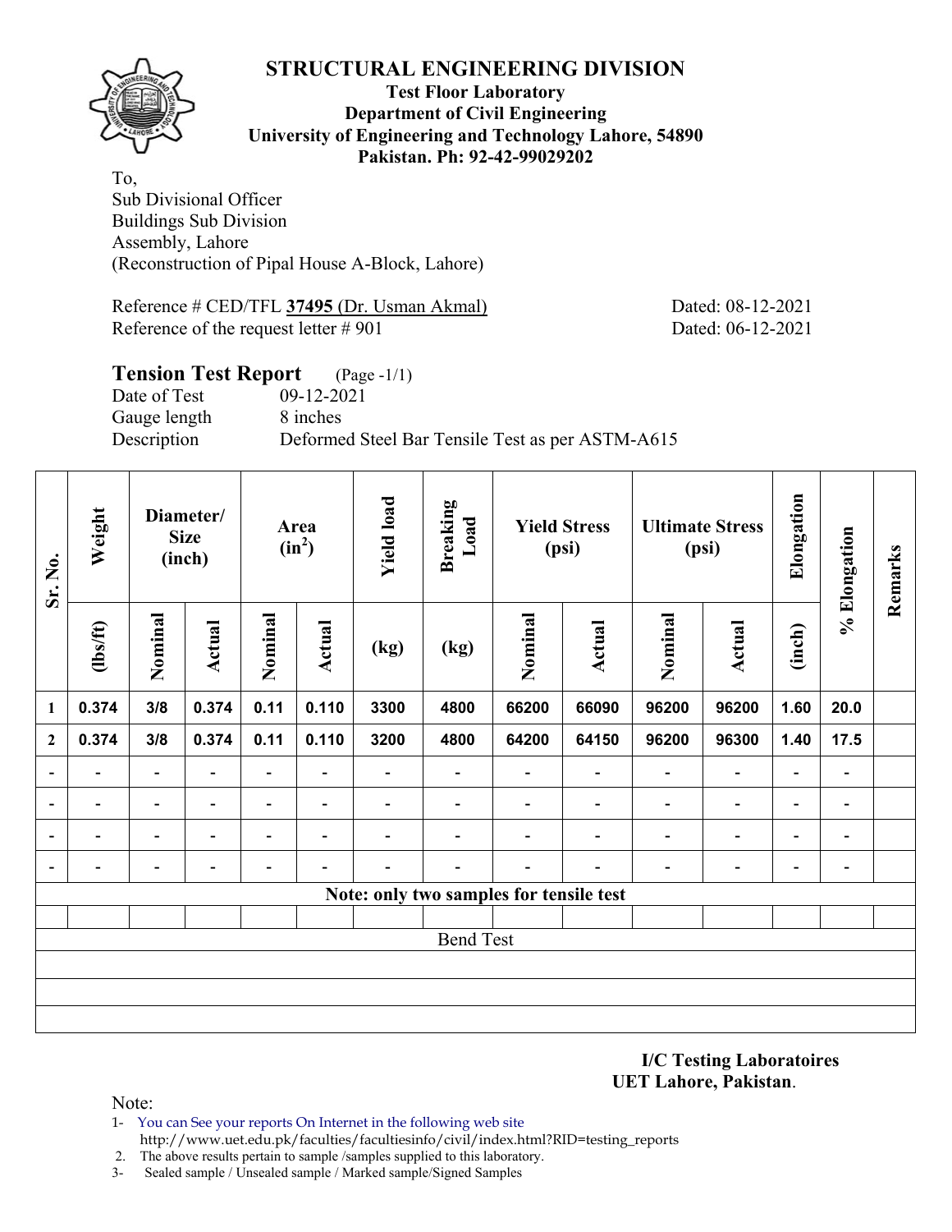# STRUCTURAL ENGINEERING DIVISION

**Test Floor Laboratory**
**Department of Civil Engineering**
**University of Engineering and Technology Lahore, 54890**
**Pakistan. Ph: 92-42-99029202**

To,
Sub Divisional Officer
Buildings Sub Division
Assembly, Lahore
(Reconstruction of Pipal House A-Block, Lahore)

Reference # CED/TFL **37495** (Dr. Usman Akmal) Dated: 08-12-2021
Reference of the request letter # 901 Dated: 06-12-2021

## Tension Test Report (Page -1/1)

Date of Test 09-12-2021
Gauge length 8 inches
Description Deformed Steel Bar Tensile Test as per ASTM-A615

| Sr. No. | Weight | Diameter/ Size (inch) | | Area ($in^2$) | | Yield load | Breaking Load | Yield Stress (psi) | | Ultimate Stress (psi) | | Elongation | % Elongation | Remarks |
|---|---|---|---|---|---|---|---|---|---|---|---|---|---|---|
| | (lbs/ft) | Nominal | Actual | Nominal | Actual | (kg) | (kg) | Nominal | Actual | Nominal | Actual | (inch) | | |
| 1 | 0.374 | 3/8 | 0.374 | 0.11 | 0.110 | 3300 | 4800 | 66200 | 66090 | 96200 | 96200 | 1.60 | 20.0 | |
| 2 | 0.374 | 3/8 | 0.374 | 0.11 | 0.110 | 3200 | 4800 | 64200 | 64150 | 96200 | 96300 | 1.40 | 17.5 | |
| - | - | - | - | - | - | - | - | - | - | - | - | - | - | |
| - | - | - | - | - | - | - | - | - | - | - | - | - | - | |
| - | - | - | - | - | - | - | - | - | - | - | - | - | - | |
| - | - | - | - | - | - | - | - | - | - | - | - | - | - | |
| **Note: only two samples for tensile test** | | | | | | | | | | | | | | |
| | | | | | | | | | | | | | | |
| Bend Test | | | | | | | | | | | | | | |

**I/C Testing Laboratoires**
**UET Lahore, Pakistan**.

Note:
1- You can See your reports On Internet in the following web site
http://www.uet.edu.pk/faculties/facultiesinfo/civil/index.html?RID=testing_reports
2. The above results pertain to sample /samples supplied to this laboratory.
3- Sealed sample / Unsealed sample / Marked sample/Signed Samples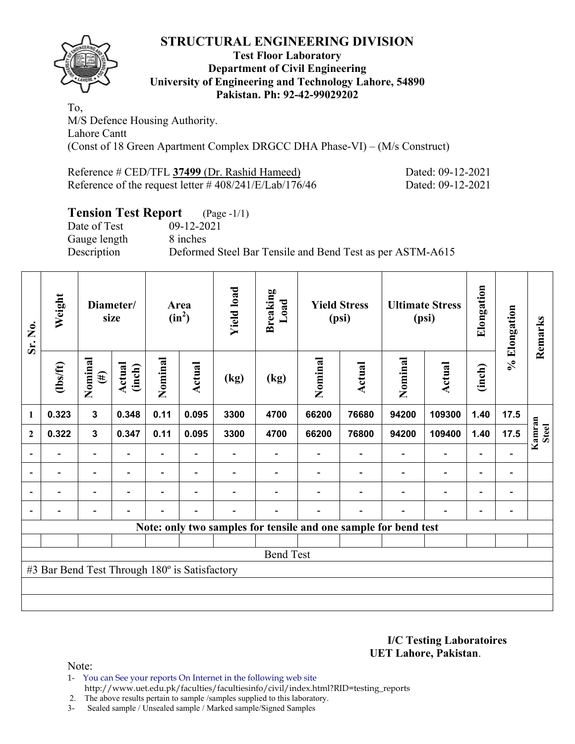# STRUCTURAL ENGINEERING DIVISION

**Test Floor Laboratory**
**Department of Civil Engineering**
**University of Engineering and Technology Lahore, 54890**
**Pakistan. Ph: 92-42-99029202**

To,
M/S Defence Housing Authority.
Lahore Cantt
(Const of 18 Green Apartment Complex DRGCC DHA Phase-VI) – (M/s Construct)

Reference # CED/TFL **37499** (Dr. Rashid Hameed) Dated: 09-12-2021
Reference of the request letter # 408/241/E/Lab/176/46 Dated: 09-12-2021

## Tension Test Report (Page -1/1)

Date of Test 09-12-2021
Gauge length 8 inches
Description Deformed Steel Bar Tensile and Bend Test as per ASTM-A615

| Sr. No. | Weight | Diameter/ size | | Area ($in^2$) | | Yield load | Breaking Load | Yield Stress (psi) | | Ultimate Stress (psi) | | Elongation | % Elongation | Remarks |
|---|---|---|---|---|---|---|---|---|---|---|---|---|---|---|
| | (lbs/ft) | Nominal (#) | Actual (inch) | Nominal | Actual | (kg) | (kg) | Nominal | Actual | Nominal | Actual | (inch) | | |
| 1 | 0.323 | 3 | 0.348 | 0.11 | 0.095 | 3300 | 4700 | 66200 | 76680 | 94200 | 109300 | 1.40 | 17.5 | Kamran Steel |
| 2 | 0.322 | 3 | 0.347 | 0.11 | 0.095 | 3300 | 4700 | 66200 | 76800 | 94200 | 109400 | 1.40 | 17.5 | |
| - | - | - | - | - | - | - | - | - | - | - | - | - | - | |
| - | - | - | - | - | - | - | - | - | - | - | - | - | - | |
| - | - | - | - | - | - | - | - | - | - | - | - | - | - | |
| - | - | - | - | - | - | - | - | - | - | - | - | - | - | |
| Note: only two samples for tensile and one sample for bend test | | | | | | | | | | | | | | |
| Bend Test | | | | | | | | | | | | | | |
| #3 Bar Bend Test Through 180º is Satisfactory | | | | | | | | | | | | | | |

**I/C Testing Laboratoires**
**UET Lahore, Pakistan**.

Note:
1- You can See your reports On Internet in the following web site
http://www.uet.edu.pk/faculties/facultiesinfo/civil/index.html?RID=testing_reports
2. The above results pertain to sample /samples supplied to this laboratory.
3- Sealed sample / Unsealed sample / Marked sample/Signed Samples